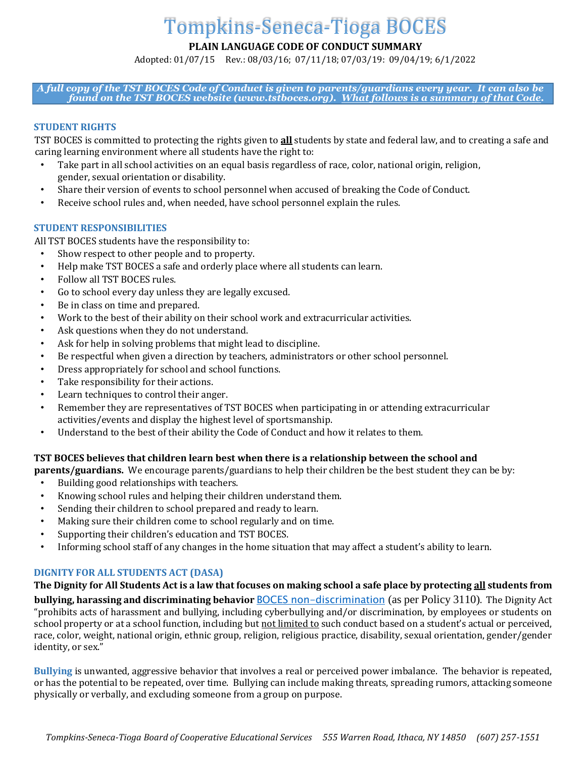# Tompkins-Seneca-Tioga BOCES

**PLAIN LANGUAGE CODE OF CONDUCT SUMMARY**

Adopted: 01/07/15   Rev.: 08/03/16; 07/11/18; 07/03/19: 09/04/19; 6/1/2022

***A full copy of the TST BOCES Code of Conduct is given to parents/guardians every year. It can also be found on the TST BOCES website (www.tstboces.org). <u>What follows is a summary of that Code</u>.***

## STUDENT RIGHTS

TST BOCES is committed to protecting the rights given to **<u>all</u>** students by state and federal law, and to creating a safe and caring learning environment where all students have the right to:

- Take part in all school activities on an equal basis regardless of race, color, national origin, religion, gender, sexual orientation or disability.
- Share their version of events to school personnel when accused of breaking the Code of Conduct.
- Receive school rules and, when needed, have school personnel explain the rules.

## STUDENT RESPONSIBILITIES

All TST BOCES students have the responsibility to:

- Show respect to other people and to property.
- Help make TST BOCES a safe and orderly place where all students can learn.
- Follow all TST BOCES rules.
- Go to school every day unless they are legally excused.
- Be in class on time and prepared.
- Work to the best of their ability on their school work and extracurricular activities.
- Ask questions when they do not understand.
- Ask for help in solving problems that might lead to discipline.
- Be respectful when given a direction by teachers, administrators or other school personnel.
- Dress appropriately for school and school functions.
- Take responsibility for their actions.
- Learn techniques to control their anger.
- Remember they are representatives of TST BOCES when participating in or attending extracurricular activities/events and display the highest level of sportsmanship.
- Understand to the best of their ability the Code of Conduct and how it relates to them.

**TST BOCES believes that children learn best when there is a relationship between the school and parents/guardians.** We encourage parents/guardians to help their children be the best student they can be by:

- Building good relationships with teachers.
- Knowing school rules and helping their children understand them.
- Sending their children to school prepared and ready to learn.
- Making sure their children come to school regularly and on time.
- Supporting their children's education and TST BOCES.
- Informing school staff of any changes in the home situation that may affect a student's ability to learn.

## DIGNITY FOR ALL STUDENTS ACT (DASA)

**The Dignity for All Students Act is a law that focuses on making school a safe place by protecting <u>all</u> students from bullying, harassing and discriminating behavior** BOCES non–discrimination (as per Policy 3110). The Dignity Act "prohibits acts of harassment and bullying, including cyberbullying and/or discrimination, by employees or students on school property or at a school function, including but <u>not limited to</u> such conduct based on a student's actual or perceived, race, color, weight, national origin, ethnic group, religion, religious practice, disability, sexual orientation, gender/gender identity, or sex."

**Bullying** is unwanted, aggressive behavior that involves a real or perceived power imbalance. The behavior is repeated, or has the potential to be repeated, over time. Bullying can include making threats, spreading rumors, attacking someone physically or verbally, and excluding someone from a group on purpose.

*Tompkins-Seneca-Tioga Board of Cooperative Educational Services   555 Warren Road, Ithaca, NY 14850   (607) 257-1551*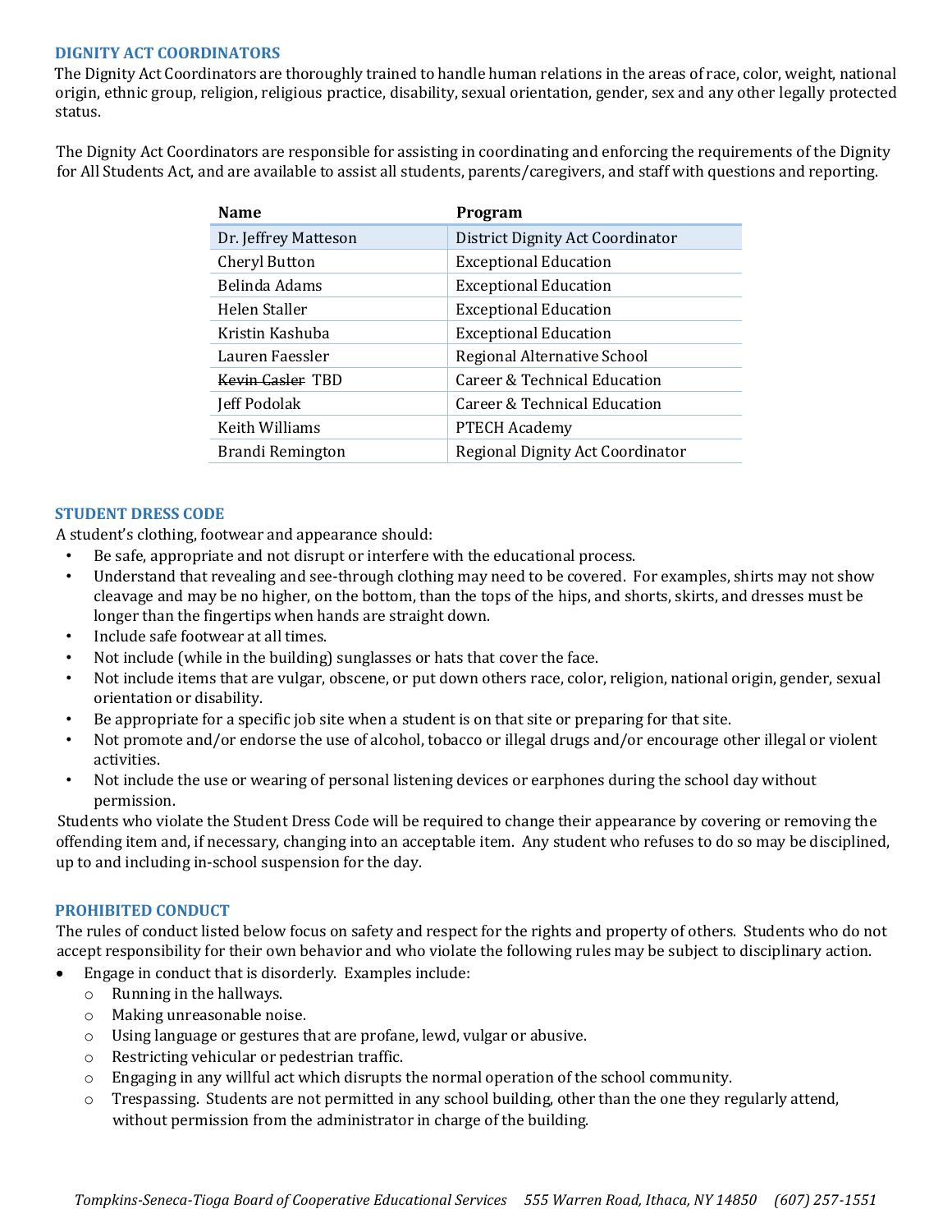## DIGNITY ACT COORDINATORS

The Dignity Act Coordinators are thoroughly trained to handle human relations in the areas of race, color, weight, national origin, ethnic group, religion, religious practice, disability, sexual orientation, gender, sex and any other legally protected status.

The Dignity Act Coordinators are responsible for assisting in coordinating and enforcing the requirements of the Dignity for All Students Act, and are available to assist all students, parents/caregivers, and staff with questions and reporting.

| Name | Program |
|---|---|
| Dr. Jeffrey Matteson | District Dignity Act Coordinator |
| Cheryl Button | Exceptional Education |
| Belinda Adams | Exceptional Education |
| Helen Staller | Exceptional Education |
| Kristin Kashuba | Exceptional Education |
| Lauren Faessler | Regional Alternative School |
| ~~Kevin Casler~~ TBD | Career & Technical Education |
| Jeff Podolak | Career & Technical Education |
| Keith Williams | PTECH Academy |
| Brandi Remington | Regional Dignity Act Coordinator |

## STUDENT DRESS CODE

A student's clothing, footwear and appearance should:

- Be safe, appropriate and not disrupt or interfere with the educational process.
- Understand that revealing and see-through clothing may need to be covered. For examples, shirts may not show cleavage and may be no higher, on the bottom, than the tops of the hips, and shorts, skirts, and dresses must be longer than the fingertips when hands are straight down.
- Include safe footwear at all times.
- Not include (while in the building) sunglasses or hats that cover the face.
- Not include items that are vulgar, obscene, or put down others race, color, religion, national origin, gender, sexual orientation or disability.
- Be appropriate for a specific job site when a student is on that site or preparing for that site.
- Not promote and/or endorse the use of alcohol, tobacco or illegal drugs and/or encourage other illegal or violent activities.
- Not include the use or wearing of personal listening devices or earphones during the school day without permission.

Students who violate the Student Dress Code will be required to change their appearance by covering or removing the offending item and, if necessary, changing into an acceptable item. Any student who refuses to do so may be disciplined, up to and including in-school suspension for the day.

## PROHIBITED CONDUCT

The rules of conduct listed below focus on safety and respect for the rights and property of others. Students who do not accept responsibility for their own behavior and who violate the following rules may be subject to disciplinary action.

- Engage in conduct that is disorderly. Examples include:
  - Running in the hallways.
  - Making unreasonable noise.
  - Using language or gestures that are profane, lewd, vulgar or abusive.
  - Restricting vehicular or pedestrian traffic.
  - Engaging in any willful act which disrupts the normal operation of the school community.
  - Trespassing. Students are not permitted in any school building, other than the one they regularly attend, without permission from the administrator in charge of the building.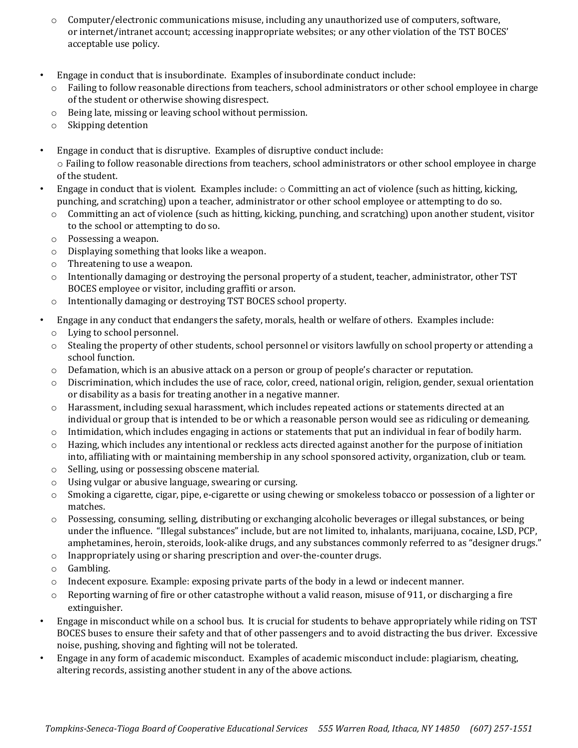- Computer/electronic communications misuse, including any unauthorized use of computers, software, or internet/intranet account; accessing inappropriate websites; or any other violation of the TST BOCES' acceptable use policy.

- Engage in conduct that is insubordinate. Examples of insubordinate conduct include:
  - Failing to follow reasonable directions from teachers, school administrators or other school employee in charge of the student or otherwise showing disrespect.
  - Being late, missing or leaving school without permission.
  - Skipping detention

- Engage in conduct that is disruptive. Examples of disruptive conduct include:
  - Failing to follow reasonable directions from teachers, school administrators or other school employee in charge of the student.
- Engage in conduct that is violent. Examples include:
  - Committing an act of violence (such as hitting, kicking, punching, and scratching) upon a teacher, administrator or other school employee or attempting to do so.
  - Committing an act of violence (such as hitting, kicking, punching, and scratching) upon another student, visitor to the school or attempting to do so.
  - Possessing a weapon.
  - Displaying something that looks like a weapon.
  - Threatening to use a weapon.
  - Intentionally damaging or destroying the personal property of a student, teacher, administrator, other TST BOCES employee or visitor, including graffiti or arson.
  - Intentionally damaging or destroying TST BOCES school property.
- Engage in any conduct that endangers the safety, morals, health or welfare of others. Examples include:
  - Lying to school personnel.
  - Stealing the property of other students, school personnel or visitors lawfully on school property or attending a school function.
  - Defamation, which is an abusive attack on a person or group of people's character or reputation.
  - Discrimination, which includes the use of race, color, creed, national origin, religion, gender, sexual orientation or disability as a basis for treating another in a negative manner.
  - Harassment, including sexual harassment, which includes repeated actions or statements directed at an individual or group that is intended to be or which a reasonable person would see as ridiculing or demeaning.
  - Intimidation, which includes engaging in actions or statements that put an individual in fear of bodily harm.
  - Hazing, which includes any intentional or reckless acts directed against another for the purpose of initiation into, affiliating with or maintaining membership in any school sponsored activity, organization, club or team.
  - Selling, using or possessing obscene material.
  - Using vulgar or abusive language, swearing or cursing.
  - Smoking a cigarette, cigar, pipe, e-cigarette or using chewing or smokeless tobacco or possession of a lighter or matches.
  - Possessing, consuming, selling, distributing or exchanging alcoholic beverages or illegal substances, or being under the influence. "Illegal substances" include, but are not limited to, inhalants, marijuana, cocaine, LSD, PCP, amphetamines, heroin, steroids, look-alike drugs, and any substances commonly referred to as "designer drugs."
  - Inappropriately using or sharing prescription and over-the-counter drugs.
  - Gambling.
  - Indecent exposure. Example: exposing private parts of the body in a lewd or indecent manner.
  - Reporting warning of fire or other catastrophe without a valid reason, misuse of 911, or discharging a fire extinguisher.
- Engage in misconduct while on a school bus. It is crucial for students to behave appropriately while riding on TST BOCES buses to ensure their safety and that of other passengers and to avoid distracting the bus driver. Excessive noise, pushing, shoving and fighting will not be tolerated.
- Engage in any form of academic misconduct. Examples of academic misconduct include: plagiarism, cheating, altering records, assisting another student in any of the above actions.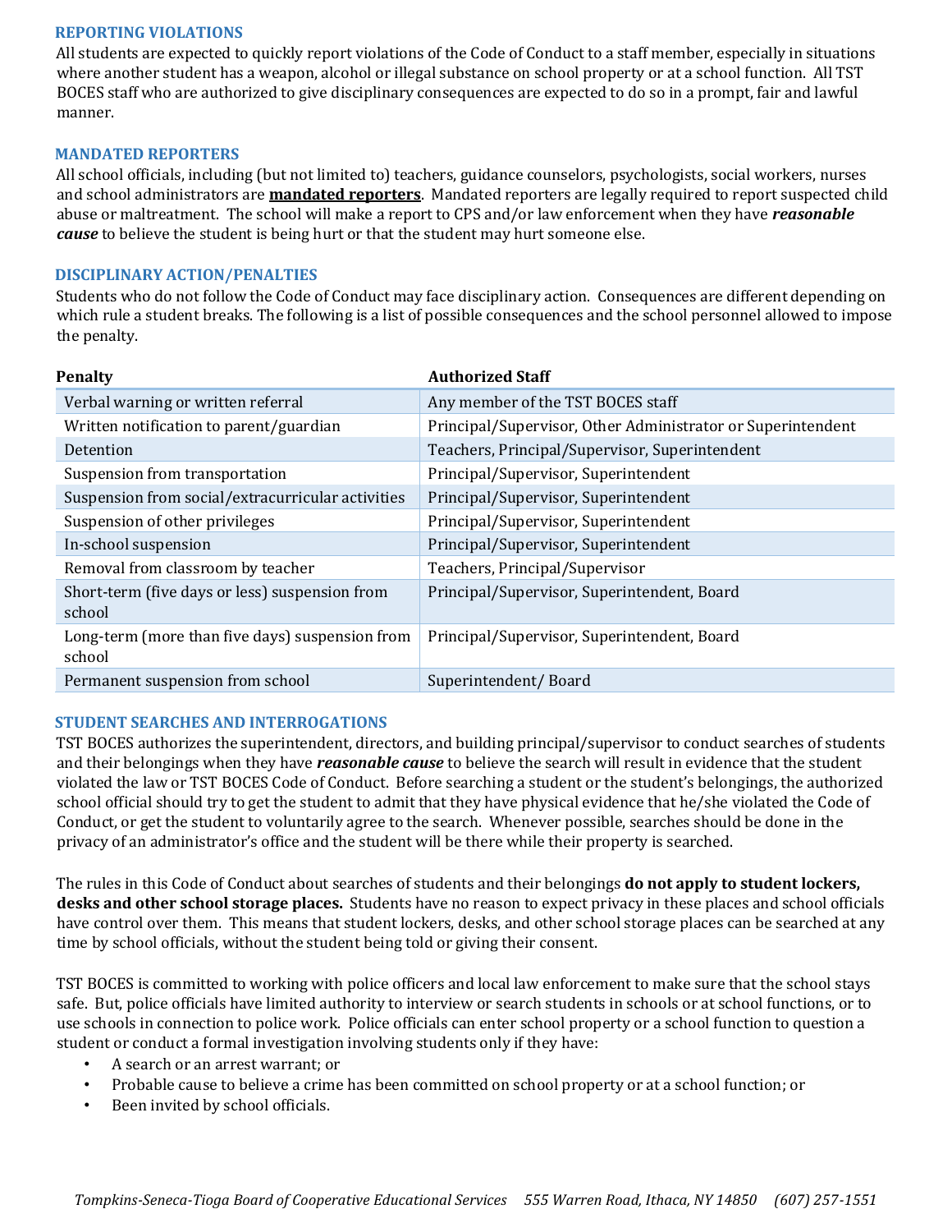### REPORTING VIOLATIONS

All students are expected to quickly report violations of the Code of Conduct to a staff member, especially in situations where another student has a weapon, alcohol or illegal substance on school property or at a school function. All TST BOCES staff who are authorized to give disciplinary consequences are expected to do so in a prompt, fair and lawful manner.

### MANDATED REPORTERS

All school officials, including (but not limited to) teachers, guidance counselors, psychologists, social workers, nurses and school administrators are **mandated reporters**. Mandated reporters are legally required to report suspected child abuse or maltreatment. The school will make a report to CPS and/or law enforcement when they have ***reasonable cause*** to believe the student is being hurt or that the student may hurt someone else.

### DISCIPLINARY ACTION/PENALTIES

Students who do not follow the Code of Conduct may face disciplinary action. Consequences are different depending on which rule a student breaks. The following is a list of possible consequences and the school personnel allowed to impose the penalty.

| Penalty | Authorized Staff |
|---|---|
| Verbal warning or written referral | Any member of the TST BOCES staff |
| Written notification to parent/guardian | Principal/Supervisor, Other Administrator or Superintendent |
| Detention | Teachers, Principal/Supervisor, Superintendent |
| Suspension from transportation | Principal/Supervisor, Superintendent |
| Suspension from social/extracurricular activities | Principal/Supervisor, Superintendent |
| Suspension of other privileges | Principal/Supervisor, Superintendent |
| In-school suspension | Principal/Supervisor, Superintendent |
| Removal from classroom by teacher | Teachers, Principal/Supervisor |
| Short-term (five days or less) suspension from school | Principal/Supervisor, Superintendent, Board |
| Long-term (more than five days) suspension from school | Principal/Supervisor, Superintendent, Board |
| Permanent suspension from school | Superintendent/ Board |

### STUDENT SEARCHES AND INTERROGATIONS

TST BOCES authorizes the superintendent, directors, and building principal/supervisor to conduct searches of students and their belongings when they have ***reasonable cause*** to believe the search will result in evidence that the student violated the law or TST BOCES Code of Conduct. Before searching a student or the student's belongings, the authorized school official should try to get the student to admit that they have physical evidence that he/she violated the Code of Conduct, or get the student to voluntarily agree to the search. Whenever possible, searches should be done in the privacy of an administrator's office and the student will be there while their property is searched.

The rules in this Code of Conduct about searches of students and their belongings **do not apply to student lockers, desks and other school storage places.** Students have no reason to expect privacy in these places and school officials have control over them. This means that student lockers, desks, and other school storage places can be searched at any time by school officials, without the student being told or giving their consent.

TST BOCES is committed to working with police officers and local law enforcement to make sure that the school stays safe. But, police officials have limited authority to interview or search students in schools or at school functions, or to use schools in connection to police work. Police officials can enter school property or a school function to question a student or conduct a formal investigation involving students only if they have:

- A search or an arrest warrant; or
- Probable cause to believe a crime has been committed on school property or at a school function; or
- Been invited by school officials.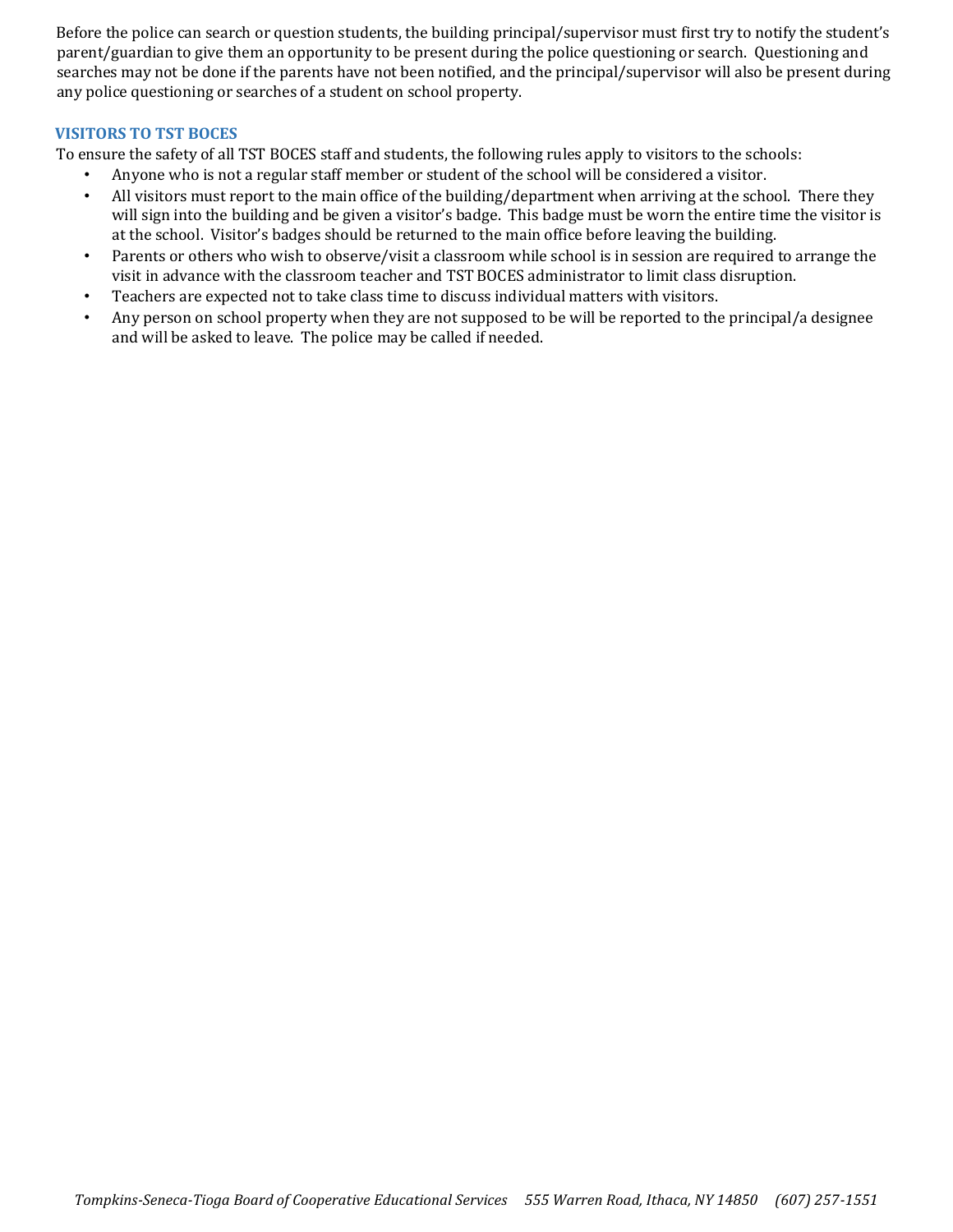Before the police can search or question students, the building principal/supervisor must first try to notify the student's parent/guardian to give them an opportunity to be present during the police questioning or search. Questioning and searches may not be done if the parents have not been notified, and the principal/supervisor will also be present during any police questioning or searches of a student on school property.

### VISITORS TO TST BOCES

To ensure the safety of all TST BOCES staff and students, the following rules apply to visitors to the schools:

- Anyone who is not a regular staff member or student of the school will be considered a visitor.
- All visitors must report to the main office of the building/department when arriving at the school. There they will sign into the building and be given a visitor's badge. This badge must be worn the entire time the visitor is at the school. Visitor's badges should be returned to the main office before leaving the building.
- Parents or others who wish to observe/visit a classroom while school is in session are required to arrange the visit in advance with the classroom teacher and TST BOCES administrator to limit class disruption.
- Teachers are expected not to take class time to discuss individual matters with visitors.
- Any person on school property when they are not supposed to be will be reported to the principal/a designee and will be asked to leave. The police may be called if needed.